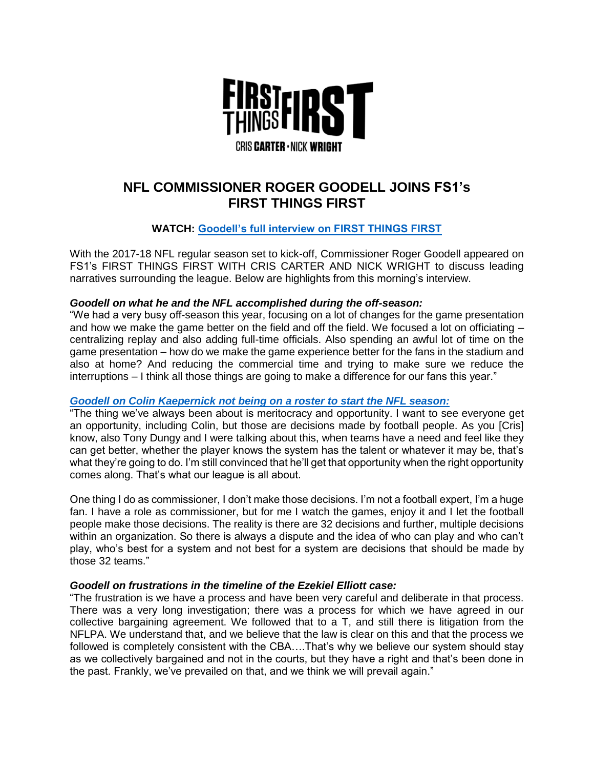FIRST THINGS FIRST

CRIS CARTER · NICK WRIGHT

# NFL COMMISSIONER ROGER GOODELL JOINS FS1's FIRST THINGS FIRST

**WATCH: Goodell's full interview on FIRST THINGS FIRST**

With the 2017-18 NFL regular season set to kick-off, Commissioner Roger Goodell appeared on FS1's FIRST THINGS FIRST WITH CRIS CARTER AND NICK WRIGHT to discuss leading narratives surrounding the league. Below are highlights from this morning's interview.

***Goodell on what he and the NFL accomplished during the off-season:***

"We had a very busy off-season this year, focusing on a lot of changes for the game presentation and how we make the game better on the field and off the field. We focused a lot on officiating – centralizing replay and also adding full-time officials. Also spending an awful lot of time on the game presentation – how do we make the game experience better for the fans in the stadium and also at home? And reducing the commercial time and trying to make sure we reduce the interruptions – I think all those things are going to make a difference for our fans this year."

***Goodell on Colin Kaepernick not being on a roster to start the NFL season:***

"The thing we've always been about is meritocracy and opportunity. I want to see everyone get an opportunity, including Colin, but those are decisions made by football people. As you [Cris] know, also Tony Dungy and I were talking about this, when teams have a need and feel like they can get better, whether the player knows the system has the talent or whatever it may be, that's what they're going to do. I'm still convinced that he'll get that opportunity when the right opportunity comes along. That's what our league is all about.

One thing I do as commissioner, I don't make those decisions. I'm not a football expert, I'm a huge fan. I have a role as commissioner, but for me I watch the games, enjoy it and I let the football people make those decisions. The reality is there are 32 decisions and further, multiple decisions within an organization. So there is always a dispute and the idea of who can play and who can't play, who's best for a system and not best for a system are decisions that should be made by those 32 teams."

***Goodell on frustrations in the timeline of the Ezekiel Elliott case:***

"The frustration is we have a process and have been very careful and deliberate in that process. There was a very long investigation; there was a process for which we have agreed in our collective bargaining agreement. We followed that to a T, and still there is litigation from the NFLPA. We understand that, and we believe that the law is clear on this and that the process we followed is completely consistent with the CBA….That's why we believe our system should stay as we collectively bargained and not in the courts, but they have a right and that's been done in the past. Frankly, we've prevailed on that, and we think we will prevail again."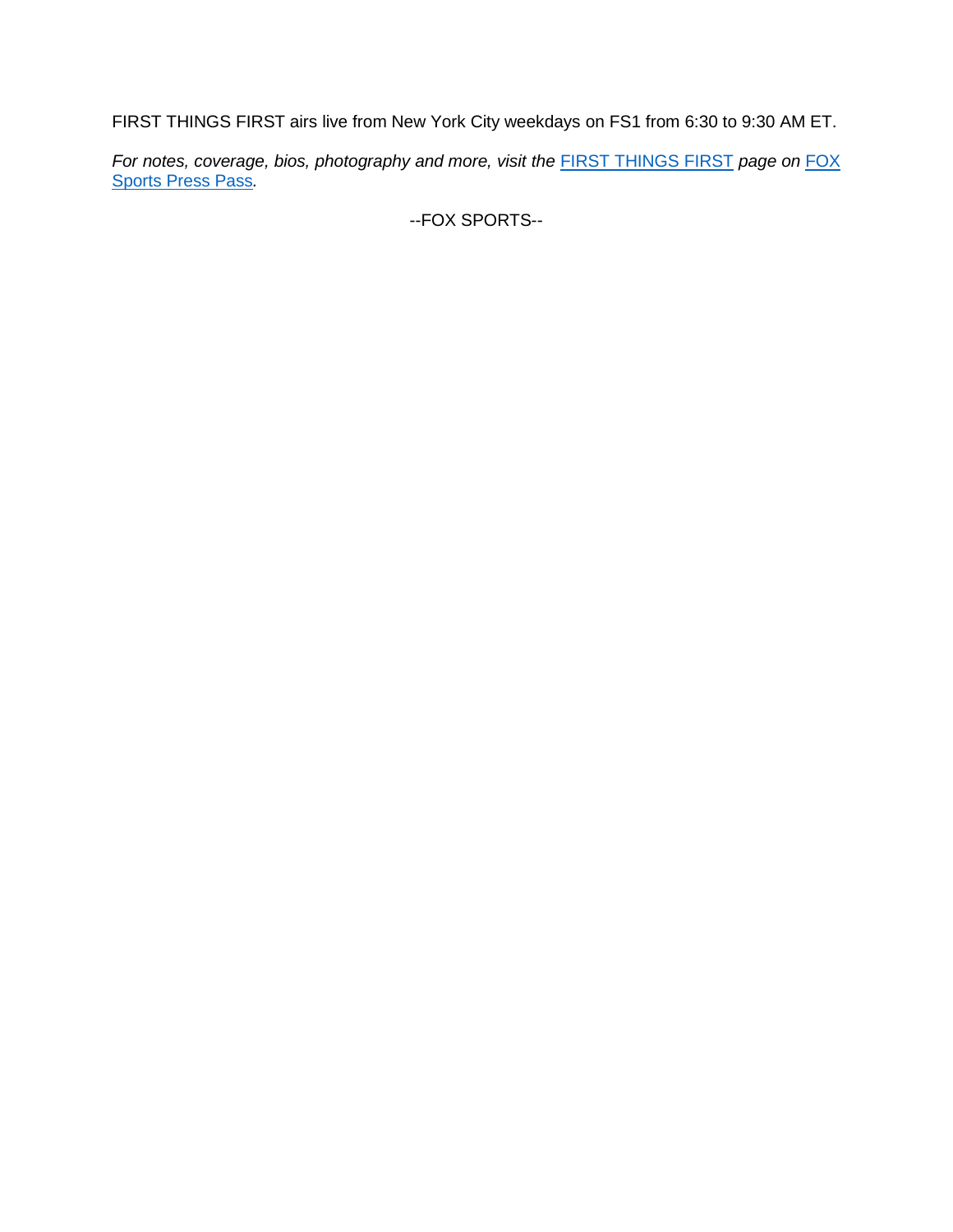FIRST THINGS FIRST airs live from New York City weekdays on FS1 from 6:30 to 9:30 AM ET.

*For notes, coverage, bios, photography and more, visit the* FIRST THINGS FIRST *page on* FOX Sports Press Pass*.*

--FOX SPORTS--